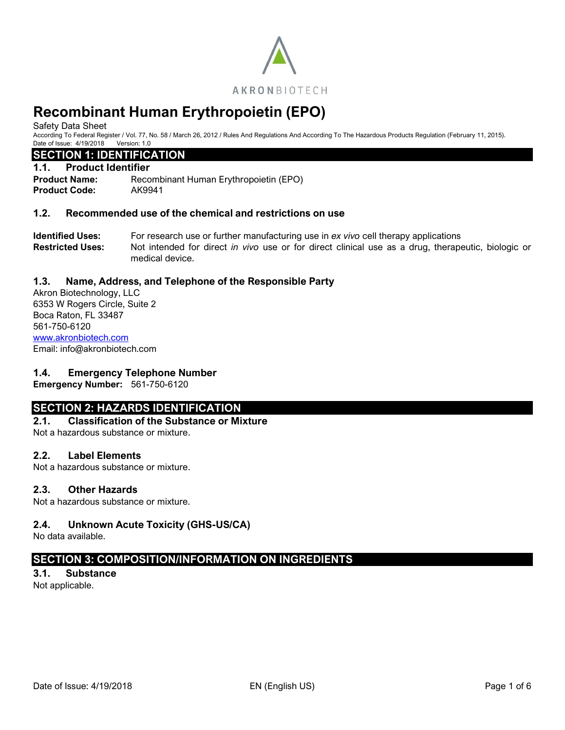AKRONBIOTECH

# Recombinant Human Erythropoietin (EPO)

Safety Data Sheet

According To Federal Register / Vol. 77, No. 58 / March 26, 2012 / Rules And Regulations And According To The Hazardous Products Regulation (February 11, 2015).

Date of Issue: 4/19/2018 Version: 1.0

## SECTION 1: IDENTIFICATION

### 1.1. Product Identifier

**Product Name:** Recombinant Human Erythropoietin (EPO)

**Product Code:** AK9941

### 1.2. Recommended use of the chemical and restrictions on use

**Identified Uses:** For research use or further manufacturing use in *ex vivo* cell therapy applications

**Restricted Uses:** Not intended for direct *in vivo* use or for direct clinical use as a drug, therapeutic, biologic or medical device.

### 1.3. Name, Address, and Telephone of the Responsible Party

Akron Biotechnology, LLC
6353 W Rogers Circle, Suite 2
Boca Raton, FL 33487
561-750-6120
www.akronbiotech.com
Email: info@akronbiotech.com

### 1.4. Emergency Telephone Number

**Emergency Number:** 561-750-6120

## SECTION 2: HAZARDS IDENTIFICATION

### 2.1. Classification of the Substance or Mixture

Not a hazardous substance or mixture.

### 2.2. Label Elements

Not a hazardous substance or mixture.

### 2.3. Other Hazards

Not a hazardous substance or mixture.

### 2.4. Unknown Acute Toxicity (GHS-US/CA)

No data available.

## SECTION 3: COMPOSITION/INFORMATION ON INGREDIENTS

### 3.1. Substance

Not applicable.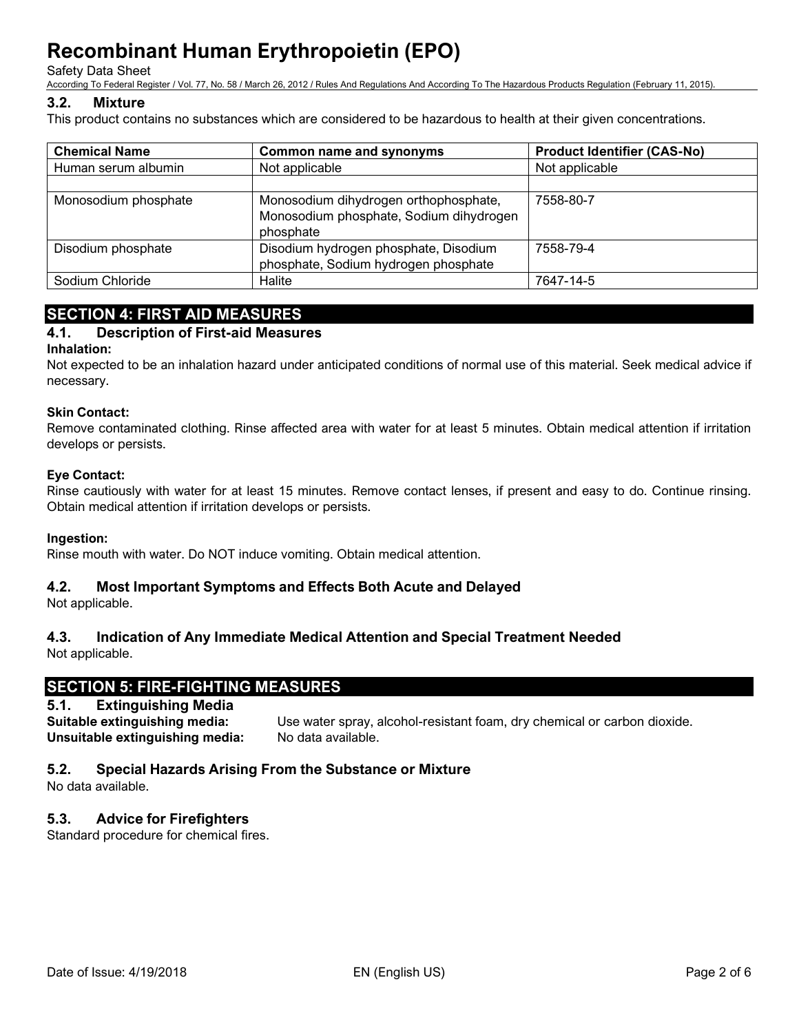### 3.2. Mixture

This product contains no substances which are considered to be hazardous to health at their given concentrations.

| Chemical Name | Common name and synonyms | Product Identifier (CAS-No) |
|---|---|---|
| Human serum albumin | Not applicable | Not applicable |
| | | |
| Monosodium phosphate | Monosodium dihydrogen orthophosphate, Monosodium phosphate, Sodium dihydrogen phosphate | 7558-80-7 |
| Disodium phosphate | Disodium hydrogen phosphate, Disodium phosphate, Sodium hydrogen phosphate | 7558-79-4 |
| Sodium Chloride | Halite | 7647-14-5 |

## SECTION 4: FIRST AID MEASURES

### 4.1. Description of First-aid Measures

**Inhalation:**

Not expected to be an inhalation hazard under anticipated conditions of normal use of this material. Seek medical advice if necessary.

**Skin Contact:**

Remove contaminated clothing. Rinse affected area with water for at least 5 minutes. Obtain medical attention if irritation develops or persists.

**Eye Contact:**

Rinse cautiously with water for at least 15 minutes. Remove contact lenses, if present and easy to do. Continue rinsing. Obtain medical attention if irritation develops or persists.

**Ingestion:**

Rinse mouth with water. Do NOT induce vomiting. Obtain medical attention.

### 4.2. Most Important Symptoms and Effects Both Acute and Delayed

Not applicable.

### 4.3. Indication of Any Immediate Medical Attention and Special Treatment Needed

Not applicable.

## SECTION 5: FIRE-FIGHTING MEASURES

### 5.1. Extinguishing Media

**Suitable extinguishing media:** Use water spray, alcohol-resistant foam, dry chemical or carbon dioxide.

**Unsuitable extinguishing media:** No data available.

### 5.2. Special Hazards Arising From the Substance or Mixture

No data available.

### 5.3. Advice for Firefighters

Standard procedure for chemical fires.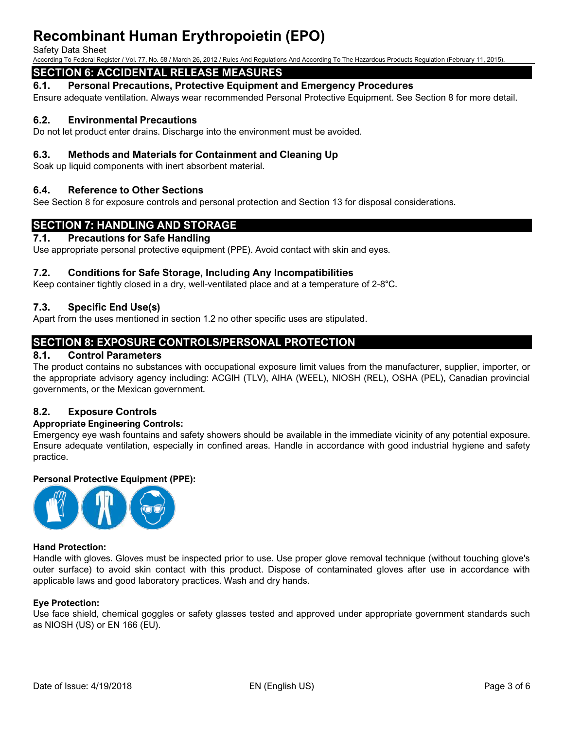## SECTION 6: ACCIDENTAL RELEASE MEASURES

### 6.1. Personal Precautions, Protective Equipment and Emergency Procedures

Ensure adequate ventilation. Always wear recommended Personal Protective Equipment. See Section 8 for more detail.

### 6.2. Environmental Precautions

Do not let product enter drains. Discharge into the environment must be avoided.

### 6.3. Methods and Materials for Containment and Cleaning Up

Soak up liquid components with inert absorbent material.

### 6.4. Reference to Other Sections

See Section 8 for exposure controls and personal protection and Section 13 for disposal considerations.

## SECTION 7: HANDLING AND STORAGE

### 7.1. Precautions for Safe Handling

Use appropriate personal protective equipment (PPE). Avoid contact with skin and eyes.

### 7.2. Conditions for Safe Storage, Including Any Incompatibilities

Keep container tightly closed in a dry, well-ventilated place and at a temperature of 2-8°C.

### 7.3. Specific End Use(s)

Apart from the uses mentioned in section 1.2 no other specific uses are stipulated.

## SECTION 8: EXPOSURE CONTROLS/PERSONAL PROTECTION

### 8.1. Control Parameters

The product contains no substances with occupational exposure limit values from the manufacturer, supplier, importer, or the appropriate advisory agency including: ACGIH (TLV), AIHA (WEEL), NIOSH (REL), OSHA (PEL), Canadian provincial governments, or the Mexican government.

### 8.2. Exposure Controls

**Appropriate Engineering Controls:**

Emergency eye wash fountains and safety showers should be available in the immediate vicinity of any potential exposure. Ensure adequate ventilation, especially in confined areas. Handle in accordance with good industrial hygiene and safety practice.

**Personal Protective Equipment (PPE):**

**Hand Protection:**

Handle with gloves. Gloves must be inspected prior to use. Use proper glove removal technique (without touching glove's outer surface) to avoid skin contact with this product. Dispose of contaminated gloves after use in accordance with applicable laws and good laboratory practices. Wash and dry hands.

**Eye Protection:**

Use face shield, chemical goggles or safety glasses tested and approved under appropriate government standards such as NIOSH (US) or EN 166 (EU).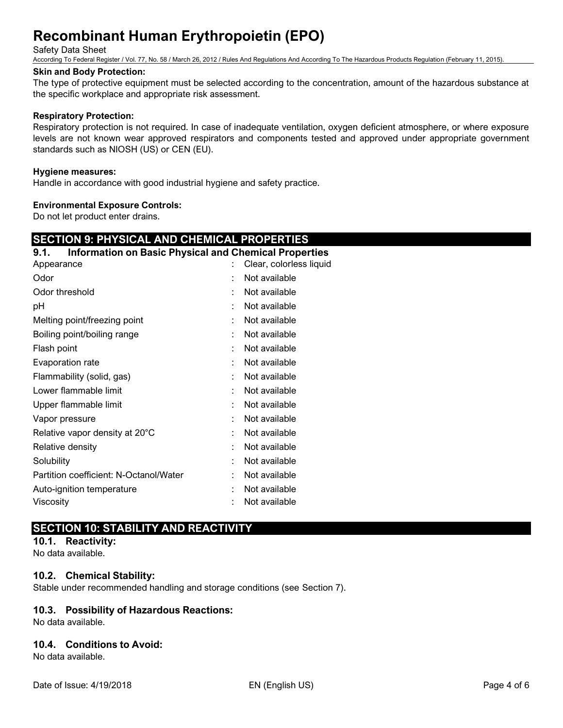**Skin and Body Protection:**
The type of protective equipment must be selected according to the concentration, amount of the hazardous substance at the specific workplace and appropriate risk assessment.

**Respiratory Protection:**
Respiratory protection is not required. In case of inadequate ventilation, oxygen deficient atmosphere, or where exposure levels are not known wear approved respirators and components tested and approved under appropriate government standards such as NIOSH (US) or CEN (EU).

**Hygiene measures:**
Handle in accordance with good industrial hygiene and safety practice.

**Environmental Exposure Controls:**
Do not let product enter drains.

## SECTION 9: PHYSICAL AND CHEMICAL PROPERTIES

### 9.1. Information on Basic Physical and Chemical Properties

| Property | Value |
|---|---|
| Appearance | Clear, colorless liquid |
| Odor | Not available |
| Odor threshold | Not available |
| pH | Not available |
| Melting point/freezing point | Not available |
| Boiling point/boiling range | Not available |
| Flash point | Not available |
| Evaporation rate | Not available |
| Flammability (solid, gas) | Not available |
| Lower flammable limit | Not available |
| Upper flammable limit | Not available |
| Vapor pressure | Not available |
| Relative vapor density at 20°C | Not available |
| Relative density | Not available |
| Solubility | Not available |
| Partition coefficient: N-Octanol/Water | Not available |
| Auto-ignition temperature | Not available |
| Viscosity | Not available |

## SECTION 10: STABILITY AND REACTIVITY

### 10.1. Reactivity:
No data available.

### 10.2. Chemical Stability:
Stable under recommended handling and storage conditions (see Section 7).

### 10.3. Possibility of Hazardous Reactions:
No data available.

### 10.4. Conditions to Avoid:
No data available.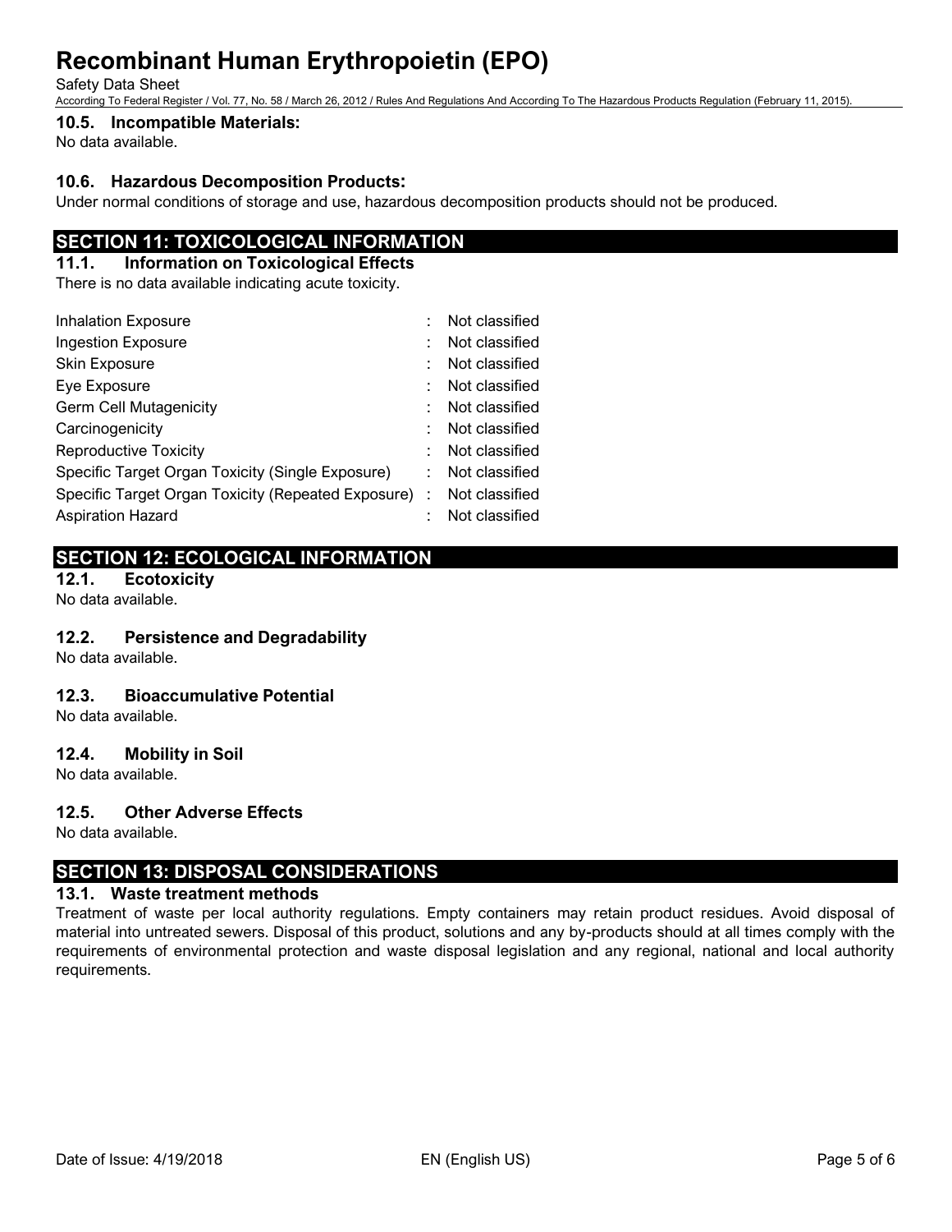### 10.5. Incompatible Materials:

No data available.

### 10.6. Hazardous Decomposition Products:

Under normal conditions of storage and use, hazardous decomposition products should not be produced.

## SECTION 11: TOXICOLOGICAL INFORMATION

### 11.1. Information on Toxicological Effects

There is no data available indicating acute toxicity.

| | | |
|---|---|---|
| Inhalation Exposure | : | Not classified |
| Ingestion Exposure | : | Not classified |
| Skin Exposure | : | Not classified |
| Eye Exposure | : | Not classified |
| Germ Cell Mutagenicity | : | Not classified |
| Carcinogenicity | : | Not classified |
| Reproductive Toxicity | : | Not classified |
| Specific Target Organ Toxicity (Single Exposure) | : | Not classified |
| Specific Target Organ Toxicity (Repeated Exposure) | : | Not classified |
| Aspiration Hazard | : | Not classified |

## SECTION 12: ECOLOGICAL INFORMATION

### 12.1. Ecotoxicity

No data available.

### 12.2. Persistence and Degradability

No data available.

### 12.3. Bioaccumulative Potential

No data available.

### 12.4. Mobility in Soil

No data available.

### 12.5. Other Adverse Effects

No data available.

## SECTION 13: DISPOSAL CONSIDERATIONS

### 13.1. Waste treatment methods

Treatment of waste per local authority regulations. Empty containers may retain product residues. Avoid disposal of material into untreated sewers. Disposal of this product, solutions and any by-products should at all times comply with the requirements of environmental protection and waste disposal legislation and any regional, national and local authority requirements.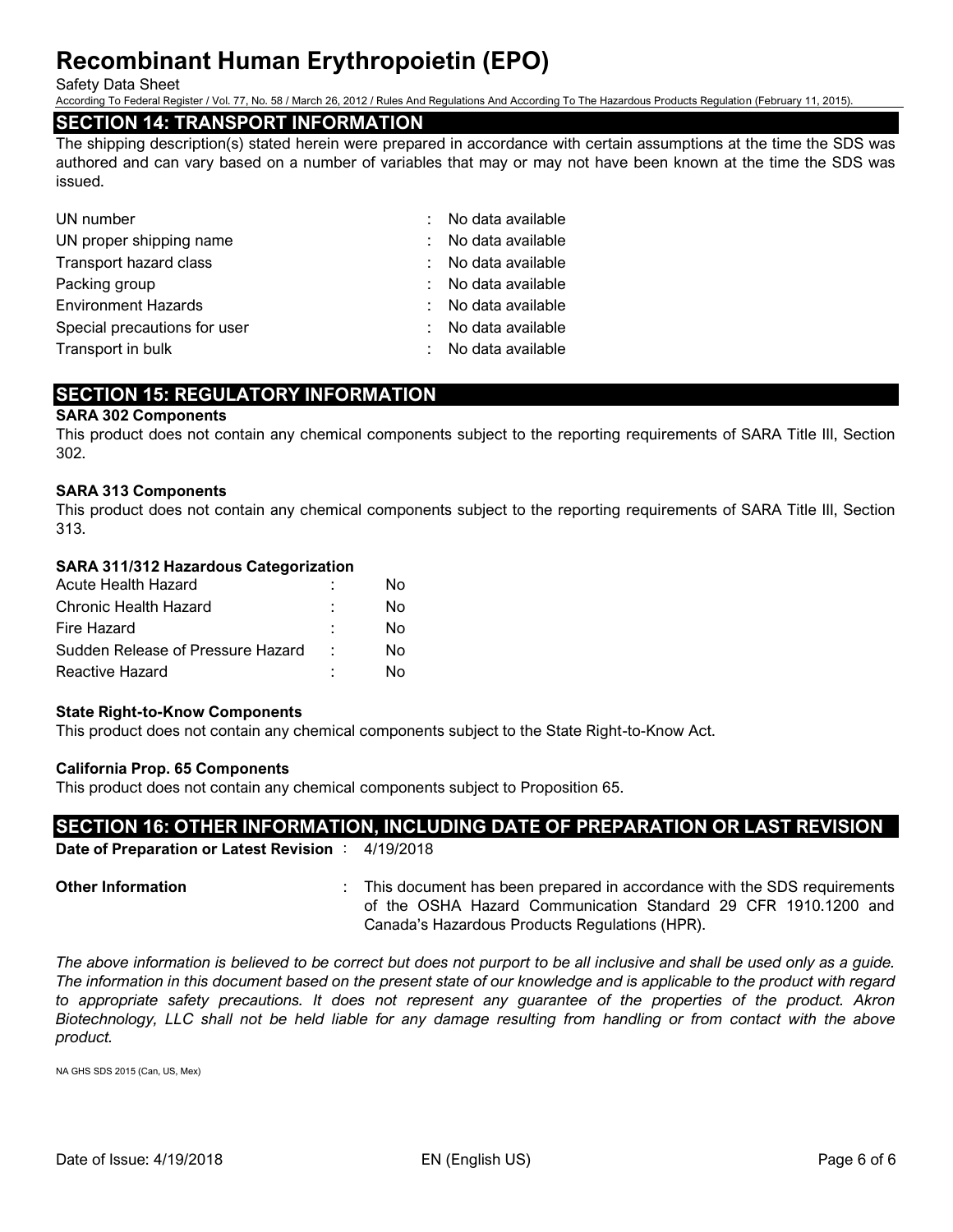## SECTION 14: TRANSPORT INFORMATION

The shipping description(s) stated herein were prepared in accordance with certain assumptions at the time the SDS was authored and can vary based on a number of variables that may or may not have been known at the time the SDS was issued.

| | |
|---|---|
| UN number | : No data available |
| UN proper shipping name | : No data available |
| Transport hazard class | : No data available |
| Packing group | : No data available |
| Environment Hazards | : No data available |
| Special precautions for user | : No data available |
| Transport in bulk | : No data available |

## SECTION 15: REGULATORY INFORMATION

**SARA 302 Components**

This product does not contain any chemical components subject to the reporting requirements of SARA Title III, Section 302.

**SARA 313 Components**

This product does not contain any chemical components subject to the reporting requirements of SARA Title III, Section 313.

**SARA 311/312 Hazardous Categorization**

| | |
|---|---|
| Acute Health Hazard | : No |
| Chronic Health Hazard | : No |
| Fire Hazard | : No |
| Sudden Release of Pressure Hazard | : No |
| Reactive Hazard | : No |

**State Right-to-Know Components**

This product does not contain any chemical components subject to the State Right-to-Know Act.

**California Prop. 65 Components**

This product does not contain any chemical components subject to Proposition 65.

## SECTION 16: OTHER INFORMATION, INCLUDING DATE OF PREPARATION OR LAST REVISION

**Date of Preparation or Latest Revision** : 4/19/2018

**Other Information** : This document has been prepared in accordance with the SDS requirements of the OSHA Hazard Communication Standard 29 CFR 1910.1200 and Canada's Hazardous Products Regulations (HPR).

*The above information is believed to be correct but does not purport to be all inclusive and shall be used only as a guide. The information in this document based on the present state of our knowledge and is applicable to the product with regard to appropriate safety precautions. It does not represent any guarantee of the properties of the product. Akron Biotechnology, LLC shall not be held liable for any damage resulting from handling or from contact with the above product.*

NA GHS SDS 2015 (Can, US, Mex)